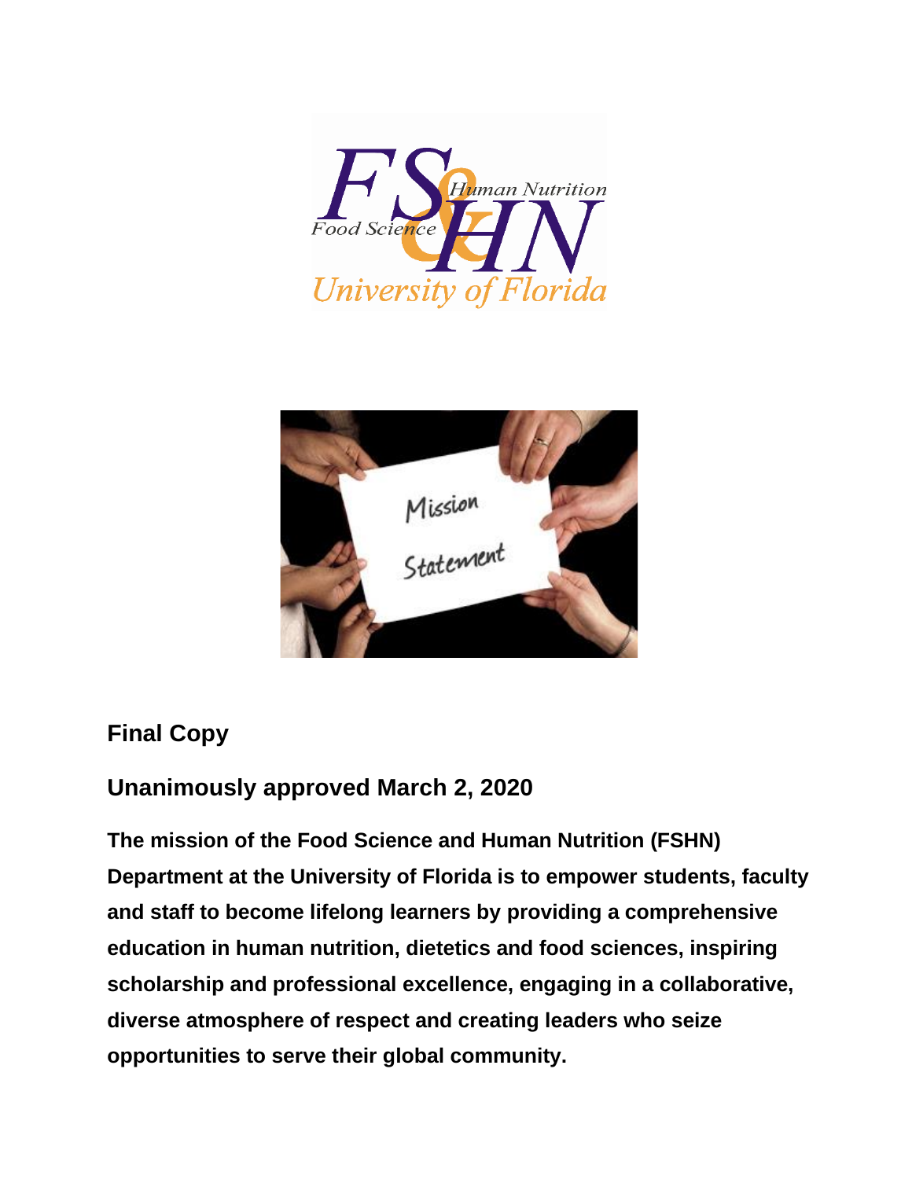## Final Copy

## Unanimously approved March 2, 2020

**The mission of the Food Science and Human Nutrition (FSHN) Department at the University of Florida is to empower students, faculty and staff to become lifelong learners by providing a comprehensive education in human nutrition, dietetics and food sciences, inspiring scholarship and professional excellence, engaging in a collaborative, diverse atmosphere of respect and creating leaders who seize opportunities to serve their global community.**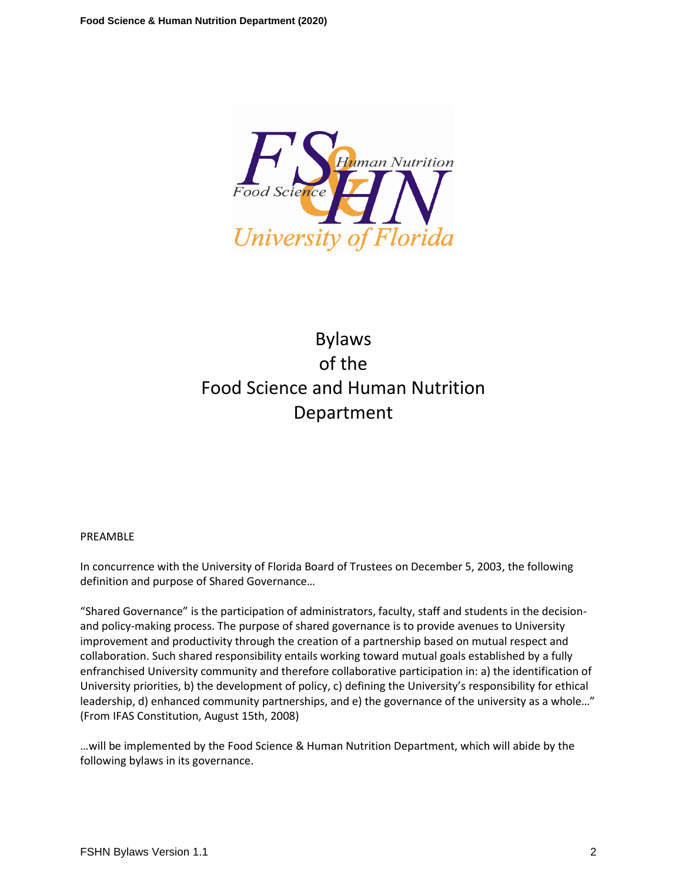# Bylaws of the Food Science and Human Nutrition Department

PREAMBLE

In concurrence with the University of Florida Board of Trustees on December 5, 2003, the following definition and purpose of Shared Governance…

"Shared Governance" is the participation of administrators, faculty, staff and students in the decision- and policy-making process. The purpose of shared governance is to provide avenues to University improvement and productivity through the creation of a partnership based on mutual respect and collaboration. Such shared responsibility entails working toward mutual goals established by a fully enfranchised University community and therefore collaborative participation in: a) the identification of University priorities, b) the development of policy, c) defining the University's responsibility for ethical leadership, d) enhanced community partnerships, and e) the governance of the university as a whole…" (From IFAS Constitution, August 15th, 2008)

…will be implemented by the Food Science & Human Nutrition Department, which will abide by the following bylaws in its governance.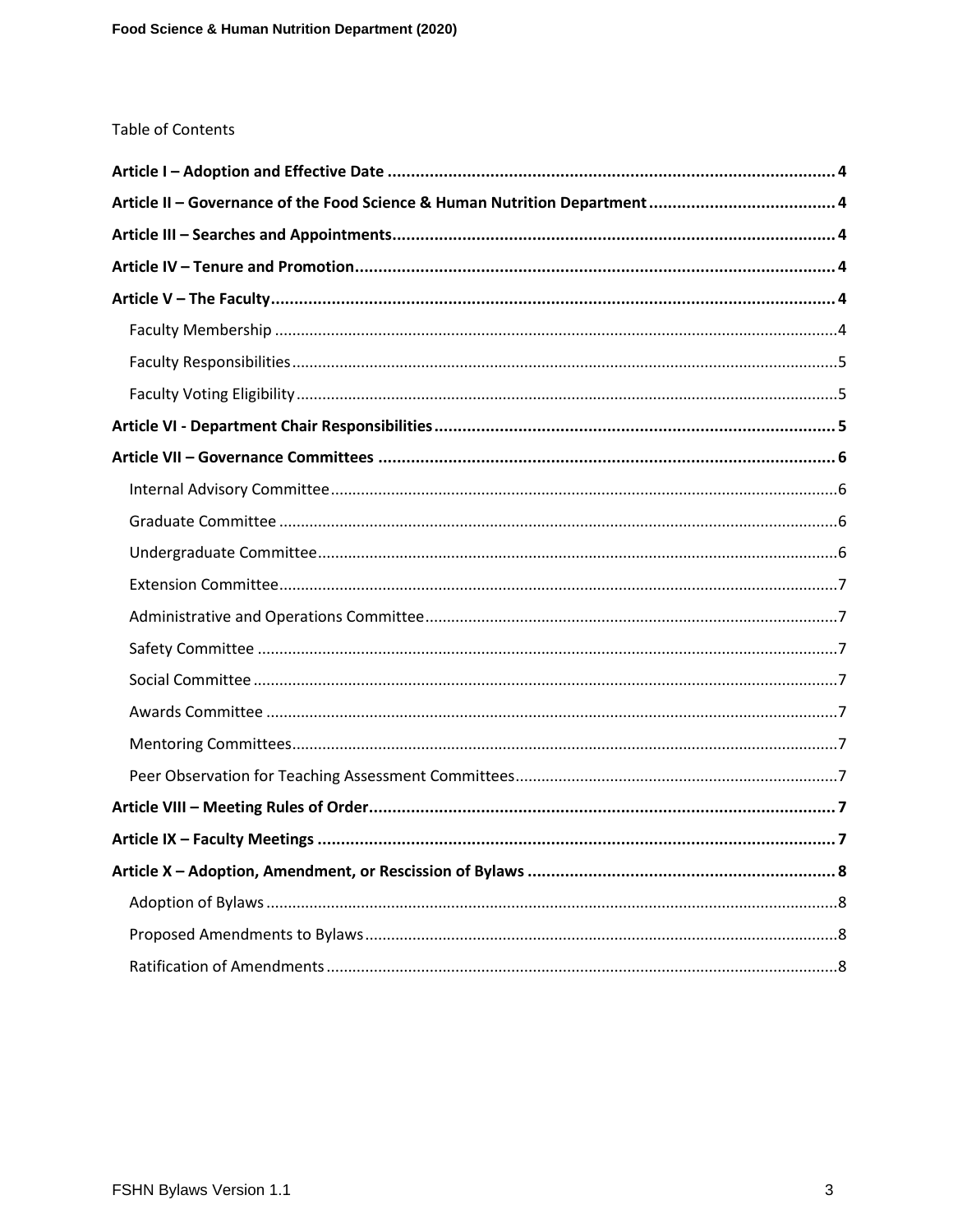Table of Contents

**Article I – Adoption and Effective Date** ........ **4**

**Article II – Governance of the Food Science & Human Nutrition Department** ........ **4**

**Article III – Searches and Appointments** ........ **4**

**Article IV – Tenure and Promotion** ........ **4**

**Article V – The Faculty** ........ **4**

- Faculty Membership ........ 4
- Faculty Responsibilities ........ 5
- Faculty Voting Eligibility ........ 5

**Article VI - Department Chair Responsibilities** ........ **5**

**Article VII – Governance Committees** ........ **6**

- Internal Advisory Committee ........ 6
- Graduate Committee ........ 6
- Undergraduate Committee ........ 6
- Extension Committee ........ 7
- Administrative and Operations Committee ........ 7
- Safety Committee ........ 7
- Social Committee ........ 7
- Awards Committee ........ 7
- Mentoring Committees ........ 7
- Peer Observation for Teaching Assessment Committees ........ 7

**Article VIII – Meeting Rules of Order** ........ **7**

**Article IX – Faculty Meetings** ........ **7**

**Article X – Adoption, Amendment, or Rescission of Bylaws** ........ **8**

- Adoption of Bylaws ........ 8
- Proposed Amendments to Bylaws ........ 8
- Ratification of Amendments ........ 8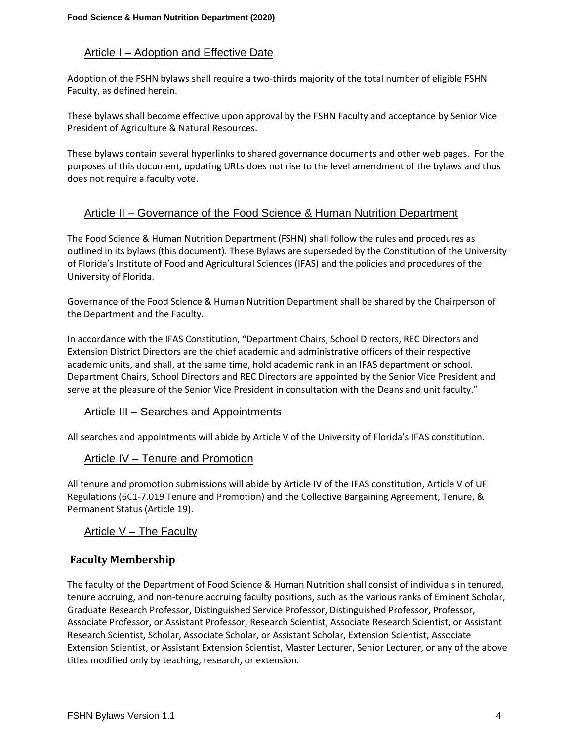## Article I – Adoption and Effective Date

Adoption of the FSHN bylaws shall require a two-thirds majority of the total number of eligible FSHN Faculty, as defined herein.

These bylaws shall become effective upon approval by the FSHN Faculty and acceptance by Senior Vice President of Agriculture & Natural Resources.

These bylaws contain several hyperlinks to shared governance documents and other web pages. For the purposes of this document, updating URLs does not rise to the level amendment of the bylaws and thus does not require a faculty vote.

## Article II – Governance of the Food Science & Human Nutrition Department

The Food Science & Human Nutrition Department (FSHN) shall follow the rules and procedures as outlined in its bylaws (this document). These Bylaws are superseded by the Constitution of the University of Florida's Institute of Food and Agricultural Sciences (IFAS) and the policies and procedures of the University of Florida.

Governance of the Food Science & Human Nutrition Department shall be shared by the Chairperson of the Department and the Faculty.

In accordance with the IFAS Constitution, "Department Chairs, School Directors, REC Directors and Extension District Directors are the chief academic and administrative officers of their respective academic units, and shall, at the same time, hold academic rank in an IFAS department or school. Department Chairs, School Directors and REC Directors are appointed by the Senior Vice President and serve at the pleasure of the Senior Vice President in consultation with the Deans and unit faculty."

## Article III – Searches and Appointments

All searches and appointments will abide by Article V of the University of Florida's IFAS constitution.

## Article IV – Tenure and Promotion

All tenure and promotion submissions will abide by Article IV of the IFAS constitution, Article V of UF Regulations (6C1-7.019 Tenure and Promotion) and the Collective Bargaining Agreement, Tenure, & Permanent Status (Article 19).

## Article V – The Faculty

### Faculty Membership

The faculty of the Department of Food Science & Human Nutrition shall consist of individuals in tenured, tenure accruing, and non-tenure accruing faculty positions, such as the various ranks of Eminent Scholar, Graduate Research Professor, Distinguished Service Professor, Distinguished Professor, Professor, Associate Professor, or Assistant Professor, Research Scientist, Associate Research Scientist, or Assistant Research Scientist, Scholar, Associate Scholar, or Assistant Scholar, Extension Scientist, Associate Extension Scientist, or Assistant Extension Scientist, Master Lecturer, Senior Lecturer, or any of the above titles modified only by teaching, research, or extension.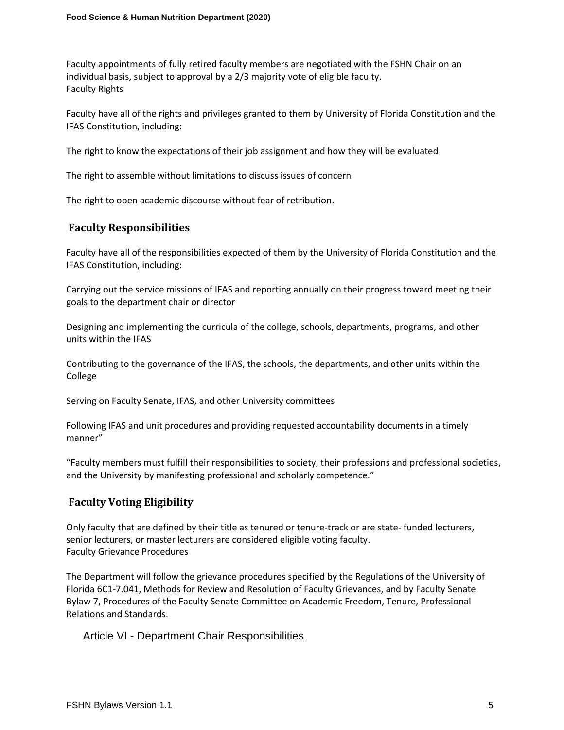Faculty appointments of fully retired faculty members are negotiated with the FSHN Chair on an individual basis, subject to approval by a 2/3 majority vote of eligible faculty.

Faculty Rights

Faculty have all of the rights and privileges granted to them by University of Florida Constitution and the IFAS Constitution, including:

The right to know the expectations of their job assignment and how they will be evaluated

The right to assemble without limitations to discuss issues of concern

The right to open academic discourse without fear of retribution.

## Faculty Responsibilities

Faculty have all of the responsibilities expected of them by the University of Florida Constitution and the IFAS Constitution, including:

Carrying out the service missions of IFAS and reporting annually on their progress toward meeting their goals to the department chair or director

Designing and implementing the curricula of the college, schools, departments, programs, and other units within the IFAS

Contributing to the governance of the IFAS, the schools, the departments, and other units within the College

Serving on Faculty Senate, IFAS, and other University committees

Following IFAS and unit procedures and providing requested accountability documents in a timely manner"

"Faculty members must fulfill their responsibilities to society, their professions and professional societies, and the University by manifesting professional and scholarly competence."

## Faculty Voting Eligibility

Only faculty that are defined by their title as tenured or tenure-track or are state- funded lecturers, senior lecturers, or master lecturers are considered eligible voting faculty.

Faculty Grievance Procedures

The Department will follow the grievance procedures specified by the Regulations of the University of Florida 6C1-7.041, Methods for Review and Resolution of Faculty Grievances, and by Faculty Senate Bylaw 7, Procedures of the Faculty Senate Committee on Academic Freedom, Tenure, Professional Relations and Standards.

# Article VI - Department Chair Responsibilities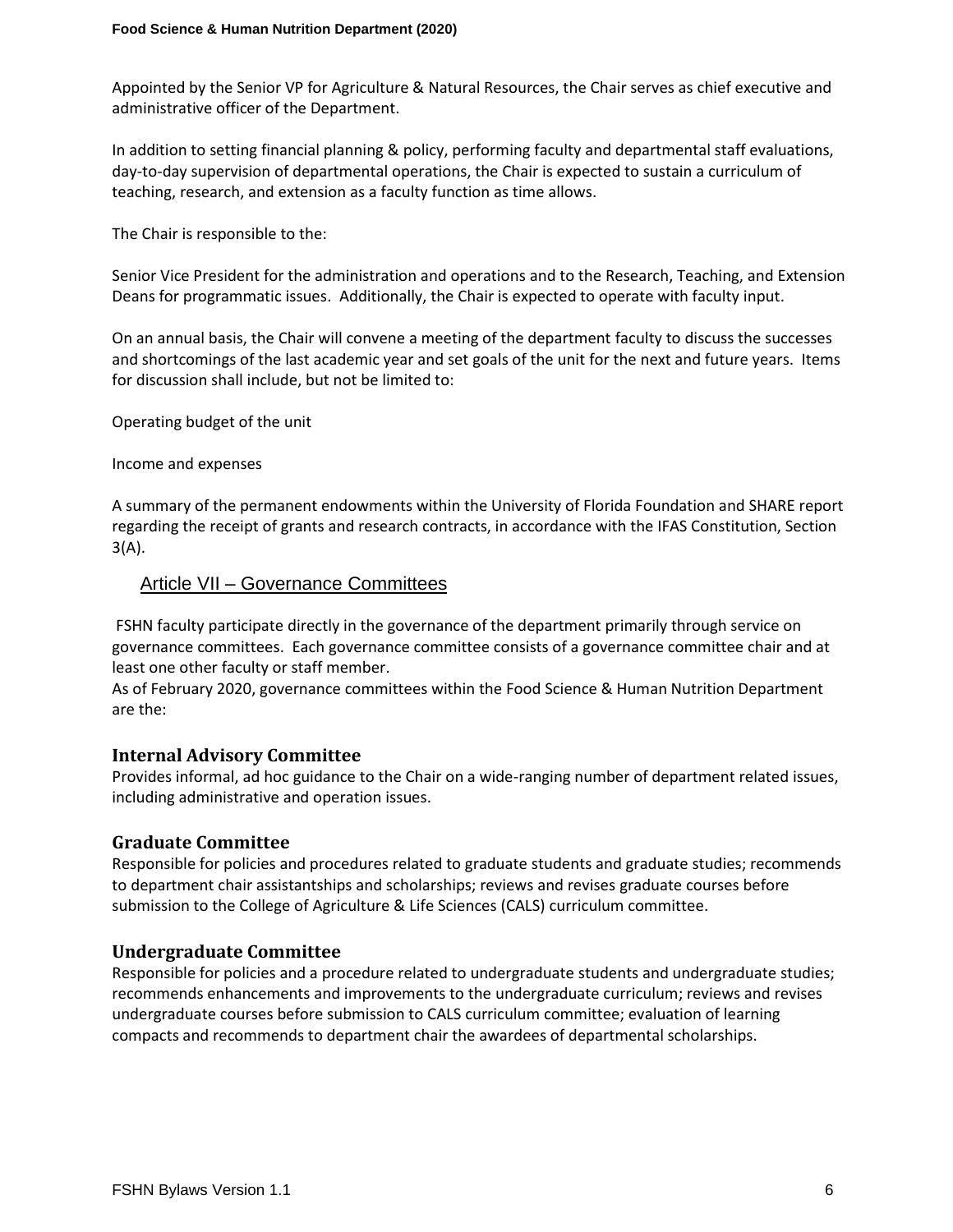Appointed by the Senior VP for Agriculture & Natural Resources, the Chair serves as chief executive and administrative officer of the Department.

In addition to setting financial planning & policy, performing faculty and departmental staff evaluations, day-to-day supervision of departmental operations, the Chair is expected to sustain a curriculum of teaching, research, and extension as a faculty function as time allows.

The Chair is responsible to the:

Senior Vice President for the administration and operations and to the Research, Teaching, and Extension Deans for programmatic issues. Additionally, the Chair is expected to operate with faculty input.

On an annual basis, the Chair will convene a meeting of the department faculty to discuss the successes and shortcomings of the last academic year and set goals of the unit for the next and future years. Items for discussion shall include, but not be limited to:

Operating budget of the unit

Income and expenses

A summary of the permanent endowments within the University of Florida Foundation and SHARE report regarding the receipt of grants and research contracts, in accordance with the IFAS Constitution, Section 3(A).

## Article VII – Governance Committees

FSHN faculty participate directly in the governance of the department primarily through service on governance committees. Each governance committee consists of a governance committee chair and at least one other faculty or staff member.

As of February 2020, governance committees within the Food Science & Human Nutrition Department are the:

### Internal Advisory Committee

Provides informal, ad hoc guidance to the Chair on a wide-ranging number of department related issues, including administrative and operation issues.

### Graduate Committee

Responsible for policies and procedures related to graduate students and graduate studies; recommends to department chair assistantships and scholarships; reviews and revises graduate courses before submission to the College of Agriculture & Life Sciences (CALS) curriculum committee.

### Undergraduate Committee

Responsible for policies and a procedure related to undergraduate students and undergraduate studies; recommends enhancements and improvements to the undergraduate curriculum; reviews and revises undergraduate courses before submission to CALS curriculum committee; evaluation of learning compacts and recommends to department chair the awardees of departmental scholarships.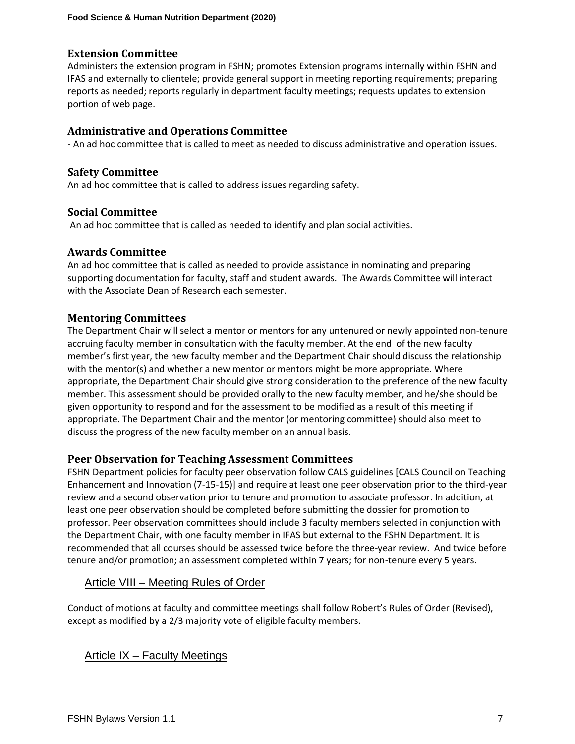### Extension Committee

Administers the extension program in FSHN; promotes Extension programs internally within FSHN and IFAS and externally to clientele; provide general support in meeting reporting requirements; preparing reports as needed; reports regularly in department faculty meetings; requests updates to extension portion of web page.

### Administrative and Operations Committee

- An ad hoc committee that is called to meet as needed to discuss administrative and operation issues.

### Safety Committee

An ad hoc committee that is called to address issues regarding safety.

### Social Committee

An ad hoc committee that is called as needed to identify and plan social activities.

### Awards Committee

An ad hoc committee that is called as needed to provide assistance in nominating and preparing supporting documentation for faculty, staff and student awards. The Awards Committee will interact with the Associate Dean of Research each semester.

### Mentoring Committees

The Department Chair will select a mentor or mentors for any untenured or newly appointed non-tenure accruing faculty member in consultation with the faculty member. At the end of the new faculty member's first year, the new faculty member and the Department Chair should discuss the relationship with the mentor(s) and whether a new mentor or mentors might be more appropriate. Where appropriate, the Department Chair should give strong consideration to the preference of the new faculty member. This assessment should be provided orally to the new faculty member, and he/she should be given opportunity to respond and for the assessment to be modified as a result of this meeting if appropriate. The Department Chair and the mentor (or mentoring committee) should also meet to discuss the progress of the new faculty member on an annual basis.

### Peer Observation for Teaching Assessment Committees

FSHN Department policies for faculty peer observation follow CALS guidelines [CALS Council on Teaching Enhancement and Innovation (7-15-15)] and require at least one peer observation prior to the third-year review and a second observation prior to tenure and promotion to associate professor. In addition, at least one peer observation should be completed before submitting the dossier for promotion to professor. Peer observation committees should include 3 faculty members selected in conjunction with the Department Chair, with one faculty member in IFAS but external to the FSHN Department. It is recommended that all courses should be assessed twice before the three-year review. And twice before tenure and/or promotion; an assessment completed within 7 years; for non-tenure every 5 years.

## Article VIII – Meeting Rules of Order

Conduct of motions at faculty and committee meetings shall follow Robert's Rules of Order (Revised), except as modified by a 2/3 majority vote of eligible faculty members.

## Article IX – Faculty Meetings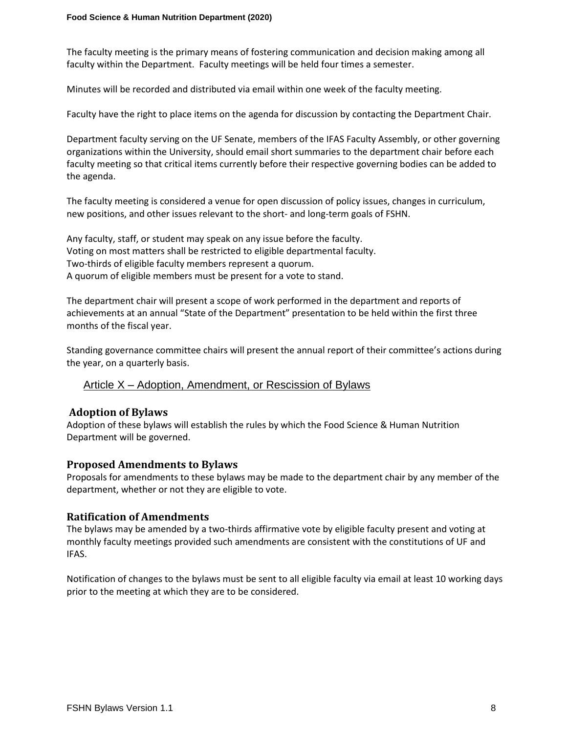The faculty meeting is the primary means of fostering communication and decision making among all faculty within the Department. Faculty meetings will be held four times a semester.

Minutes will be recorded and distributed via email within one week of the faculty meeting.

Faculty have the right to place items on the agenda for discussion by contacting the Department Chair.

Department faculty serving on the UF Senate, members of the IFAS Faculty Assembly, or other governing organizations within the University, should email short summaries to the department chair before each faculty meeting so that critical items currently before their respective governing bodies can be added to the agenda.

The faculty meeting is considered a venue for open discussion of policy issues, changes in curriculum, new positions, and other issues relevant to the short- and long-term goals of FSHN.

Any faculty, staff, or student may speak on any issue before the faculty.
Voting on most matters shall be restricted to eligible departmental faculty.
Two-thirds of eligible faculty members represent a quorum.
A quorum of eligible members must be present for a vote to stand.

The department chair will present a scope of work performed in the department and reports of achievements at an annual "State of the Department" presentation to be held within the first three months of the fiscal year.

Standing governance committee chairs will present the annual report of their committee's actions during the year, on a quarterly basis.

## Article X – Adoption, Amendment, or Rescission of Bylaws

### Adoption of Bylaws

Adoption of these bylaws will establish the rules by which the Food Science & Human Nutrition Department will be governed.

### Proposed Amendments to Bylaws

Proposals for amendments to these bylaws may be made to the department chair by any member of the department, whether or not they are eligible to vote.

### Ratification of Amendments

The bylaws may be amended by a two-thirds affirmative vote by eligible faculty present and voting at monthly faculty meetings provided such amendments are consistent with the constitutions of UF and IFAS.

Notification of changes to the bylaws must be sent to all eligible faculty via email at least 10 working days prior to the meeting at which they are to be considered.